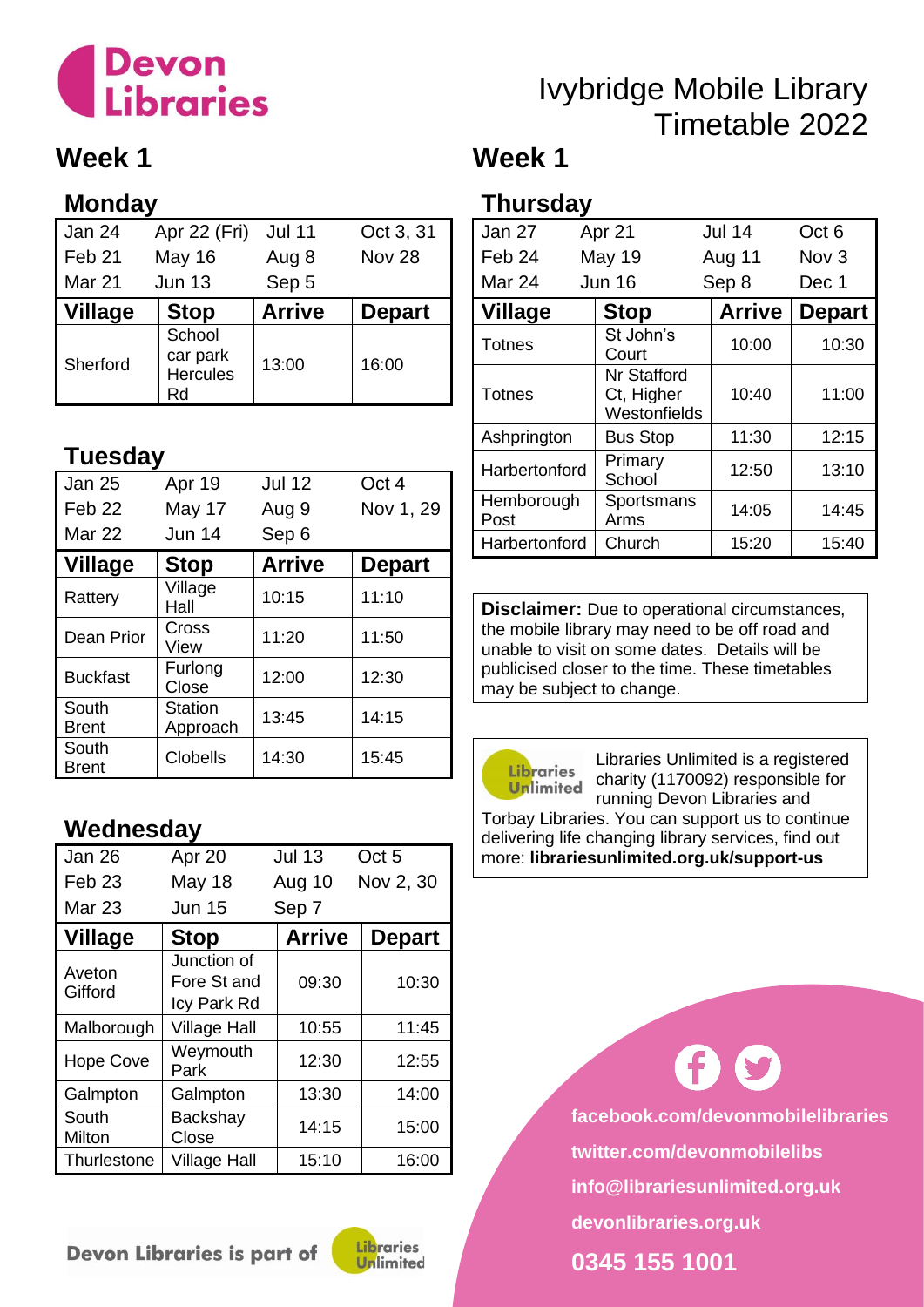# Devon Libraries

# Ivybridge Mobile Library Timetable 2022

## Week 1

### Monday

| Jan 24 | Apr 22 (Fri) | Jul 11 | Oct 3, 31 |
|---|---|---|---|
| Feb 21 | May 16 | Aug 8 | Nov 28 |
| Mar 21 | Jun 13 | Sep 5 | |

| Village | Stop | Arrive | Depart |
|---|---|---|---|
| Sherford | School car park Hercules Rd | 13:00 | 16:00 |

### Tuesday

| Jan 25 | Apr 19 | Jul 12 | Oct 4 |
|---|---|---|---|
| Feb 22 | May 17 | Aug 9 | Nov 1, 29 |
| Mar 22 | Jun 14 | Sep 6 | |

| Village | Stop | Arrive | Depart |
|---|---|---|---|
| Rattery | Village Hall | 10:15 | 11:10 |
| Dean Prior | Cross View | 11:20 | 11:50 |
| Buckfast | Furlong Close | 12:00 | 12:30 |
| South Brent | Station Approach | 13:45 | 14:15 |
| South Brent | Clobells | 14:30 | 15:45 |

### Wednesday

| Jan 26 | Apr 20 | Jul 13 | Oct 5 |
|---|---|---|---|
| Feb 23 | May 18 | Aug 10 | Nov 2, 30 |
| Mar 23 | Jun 15 | Sep 7 | |

| Village | Stop | Arrive | Depart |
|---|---|---|---|
| Aveton Gifford | Junction of Fore St and Icy Park Rd | 09:30 | 10:30 |
| Malborough | Village Hall | 10:55 | 11:45 |
| Hope Cove | Weymouth Park | 12:30 | 12:55 |
| Galmpton | Galmpton | 13:30 | 14:00 |
| South Milton | Backshay Close | 14:15 | 15:00 |
| Thurlestone | Village Hall | 15:10 | 16:00 |

Devon Libraries is part of Libraries Unlimited

## Week 1

### Thursday

| Jan 27 | Apr 21 | Jul 14 | Oct 6 |
|---|---|---|---|
| Feb 24 | May 19 | Aug 11 | Nov 3 |
| Mar 24 | Jun 16 | Sep 8 | Dec 1 |

| Village | Stop | Arrive | Depart |
|---|---|---|---|
| Totnes | St John's Court | 10:00 | 10:30 |
| Totnes | Nr Stafford Ct, Higher Westonfields | 10:40 | 11:00 |
| Ashprington | Bus Stop | 11:30 | 12:15 |
| Harbertonford | Primary School | 12:50 | 13:10 |
| Hemborough Post | Sportsmans Arms | 14:05 | 14:45 |
| Harbertonford | Church | 15:20 | 15:40 |

**Disclaimer:** Due to operational circumstances, the mobile library may need to be off road and unable to visit on some dates. Details will be publicised closer to the time. These timetables may be subject to change.

Libraries Unlimited is a registered charity (1170092) responsible for running Devon Libraries and Torbay Libraries. You can support us to continue delivering life changing library services, find out more: **librariesunlimited.org.uk/support-us**

**facebook.com/devonmobilelibraries**

**twitter.com/devonmobilelibs**

**info@librariesunlimited.org.uk**

**devonlibraries.org.uk**

**0345 155 1001**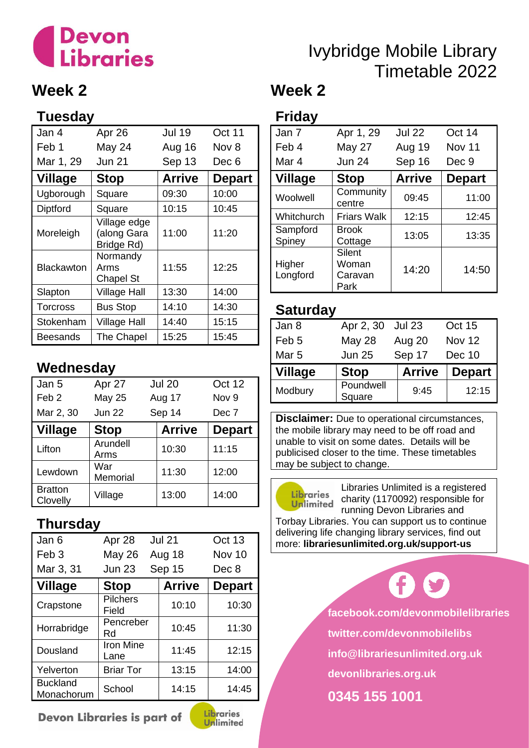Devon Libraries

# Ivybridge Mobile Library Timetable 2022

## Week 2

### Tuesday

| | | | |
|---|---|---|---|
| Jan 4 | Apr 26 | Jul 19 | Oct 11 |
| Feb 1 | May 24 | Aug 16 | Nov 8 |
| Mar 1, 29 | Jun 21 | Sep 13 | Dec 6 |

| Village | Stop | Arrive | Depart |
|---|---|---|---|
| Ugborough | Square | 09:30 | 10:00 |
| Diptford | Square | 10:15 | 10:45 |
| Moreleigh | Village edge (along Gara Bridge Rd) | 11:00 | 11:20 |
| Blackawton | Normandy Arms Chapel St | 11:55 | 12:25 |
| Slapton | Village Hall | 13:30 | 14:00 |
| Torcross | Bus Stop | 14:10 | 14:30 |
| Stokenham | Village Hall | 14:40 | 15:15 |
| Beesands | The Chapel | 15:25 | 15:45 |

### Wednesday

| | | | |
|---|---|---|---|
| Jan 5 | Apr 27 | Jul 20 | Oct 12 |
| Feb 2 | May 25 | Aug 17 | Nov 9 |
| Mar 2, 30 | Jun 22 | Sep 14 | Dec 7 |

| Village | Stop | Arrive | Depart |
|---|---|---|---|
| Lifton | Arundell Arms | 10:30 | 11:15 |
| Lewdown | War Memorial | 11:30 | 12:00 |
| Bratton Clovelly | Village | 13:00 | 14:00 |

### Thursday

| | | | |
|---|---|---|---|
| Jan 6 | Apr 28 | Jul 21 | Oct 13 |
| Feb 3 | May 26 | Aug 18 | Nov 10 |
| Mar 3, 31 | Jun 23 | Sep 15 | Dec 8 |

| Village | Stop | Arrive | Depart |
|---|---|---|---|
| Crapstone | Pilchers Field | 10:10 | 10:30 |
| Horrabridge | Pencreber Rd | 10:45 | 11:30 |
| Dousland | Iron Mine Lane | 11:45 | 12:15 |
| Yelverton | Briar Tor | 13:15 | 14:00 |
| Buckland Monachorum | School | 14:15 | 14:45 |

Devon Libraries is part of Libraries Unlimited

## Week 2

### Friday

| | | | |
|---|---|---|---|
| Jan 7 | Apr 1, 29 | Jul 22 | Oct 14 |
| Feb 4 | May 27 | Aug 19 | Nov 11 |
| Mar 4 | Jun 24 | Sep 16 | Dec 9 |

| Village | Stop | Arrive | Depart |
|---|---|---|---|
| Woolwell | Community centre | 09:45 | 11:00 |
| Whitchurch | Friars Walk | 12:15 | 12:45 |
| Sampford Spiney | Brook Cottage | 13:05 | 13:35 |
| Higher Longford | Silent Woman Caravan Park | 14:20 | 14:50 |

### Saturday

| | | | |
|---|---|---|---|
| Jan 8 | Apr 2, 30 | Jul 23 | Oct 15 |
| Feb 5 | May 28 | Aug 20 | Nov 12 |
| Mar 5 | Jun 25 | Sep 17 | Dec 10 |

| Village | Stop | Arrive | Depart |
|---|---|---|---|
| Modbury | Poundwell Square | 9:45 | 12:15 |

**Disclaimer:** Due to operational circumstances, the mobile library may need to be off road and unable to visit on some dates. Details will be publicised closer to the time. These timetables may be subject to change.

Libraries Unlimited is a registered charity (1170092) responsible for running Devon Libraries and Torbay Libraries. You can support us to continue delivering life changing library services, find out more: **librariesunlimited.org.uk/support-us**

**facebook.com/devonmobilelibraries**

**twitter.com/devonmobilelibs**

**info@librariesunlimited.org.uk**

**devonlibraries.org.uk**

**0345 155 1001**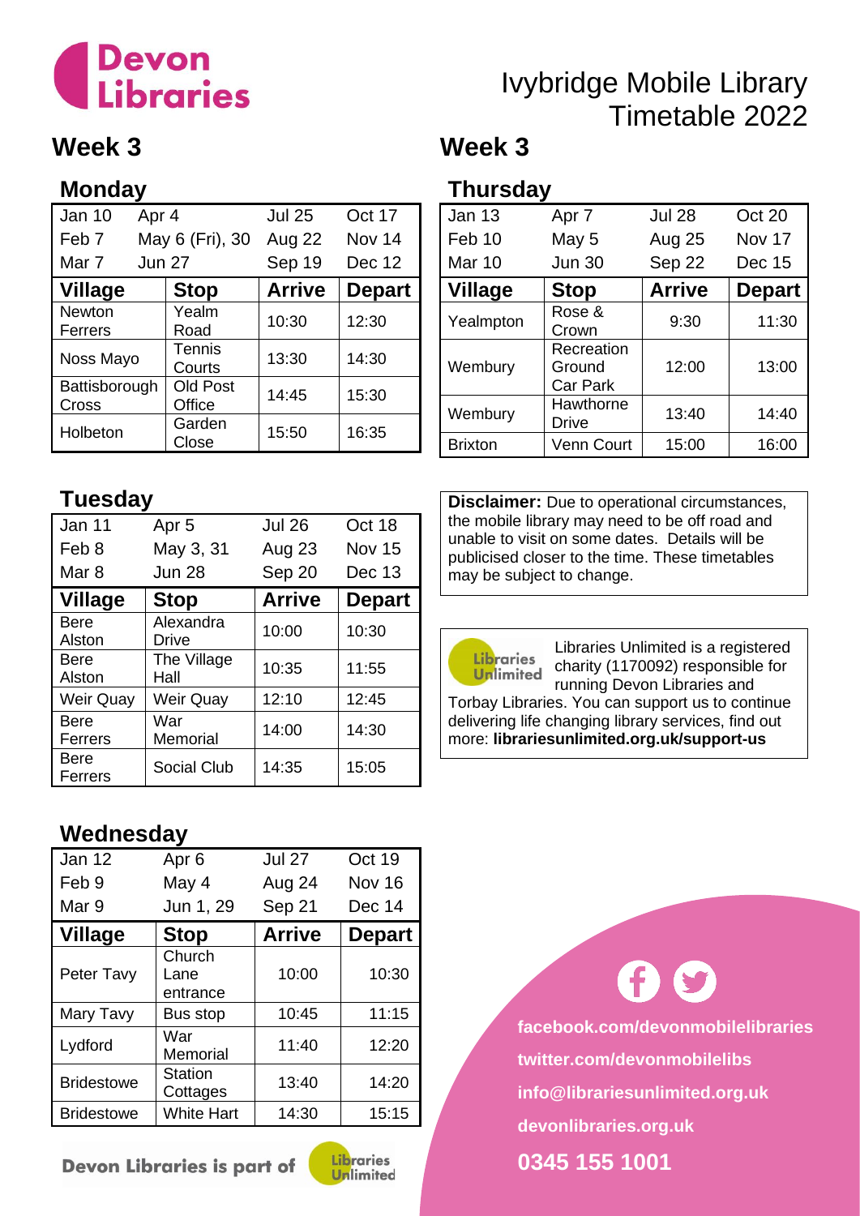Devon Libraries

# Ivybridge Mobile Library Timetable 2022

## Week 3

### Monday

| | | | |
|---|---|---|---|
| Jan 10 | Apr 4 | Jul 25 | Oct 17 |
| Feb 7 | May 6 (Fri), 30 | Aug 22 | Nov 14 |
| Mar 7 | Jun 27 | Sep 19 | Dec 12 |

| Village | Stop | Arrive | Depart |
|---|---|---|---|
| Newton Ferrers | Yealm Road | 10:30 | 12:30 |
| Noss Mayo | Tennis Courts | 13:30 | 14:30 |
| Battisborough Cross | Old Post Office | 14:45 | 15:30 |
| Holbeton | Garden Close | 15:50 | 16:35 |

### Tuesday

| | | | |
|---|---|---|---|
| Jan 11 | Apr 5 | Jul 26 | Oct 18 |
| Feb 8 | May 3, 31 | Aug 23 | Nov 15 |
| Mar 8 | Jun 28 | Sep 20 | Dec 13 |

| Village | Stop | Arrive | Depart |
|---|---|---|---|
| Bere Alston | Alexandra Drive | 10:00 | 10:30 |
| Bere Alston | The Village Hall | 10:35 | 11:55 |
| Weir Quay | Weir Quay | 12:10 | 12:45 |
| Bere Ferrers | War Memorial | 14:00 | 14:30 |
| Bere Ferrers | Social Club | 14:35 | 15:05 |

### Wednesday

| | | | |
|---|---|---|---|
| Jan 12 | Apr 6 | Jul 27 | Oct 19 |
| Feb 9 | May 4 | Aug 24 | Nov 16 |
| Mar 9 | Jun 1, 29 | Sep 21 | Dec 14 |

| Village | Stop | Arrive | Depart |
|---|---|---|---|
| Peter Tavy | Church Lane entrance | 10:00 | 10:30 |
| Mary Tavy | Bus stop | 10:45 | 11:15 |
| Lydford | War Memorial | 11:40 | 12:20 |
| Bridestowe | Station Cottages | 13:40 | 14:20 |
| Bridestowe | White Hart | 14:30 | 15:15 |

Devon Libraries is part of Libraries Unlimited

## Week 3

### Thursday

| | | | |
|---|---|---|---|
| Jan 13 | Apr 7 | Jul 28 | Oct 20 |
| Feb 10 | May 5 | Aug 25 | Nov 17 |
| Mar 10 | Jun 30 | Sep 22 | Dec 15 |

| Village | Stop | Arrive | Depart |
|---|---|---|---|
| Yealmpton | Rose & Crown | 9:30 | 11:30 |
| Wembury | Recreation Ground Car Park | 12:00 | 13:00 |
| Wembury | Hawthorne Drive | 13:40 | 14:40 |
| Brixton | Venn Court | 15:00 | 16:00 |

**Disclaimer:** Due to operational circumstances, the mobile library may need to be off road and unable to visit on some dates. Details will be publicised closer to the time. These timetables may be subject to change.

Libraries Unlimited is a registered charity (1170092) responsible for running Devon Libraries and Torbay Libraries. You can support us to continue delivering life changing library services, find out more: **librariesunlimited.org.uk/support-us**

**facebook.com/devonmobilelibraries**

**twitter.com/devonmobilelibs**

**info@librariesunlimited.org.uk**

**devonlibraries.org.uk**

**0345 155 1001**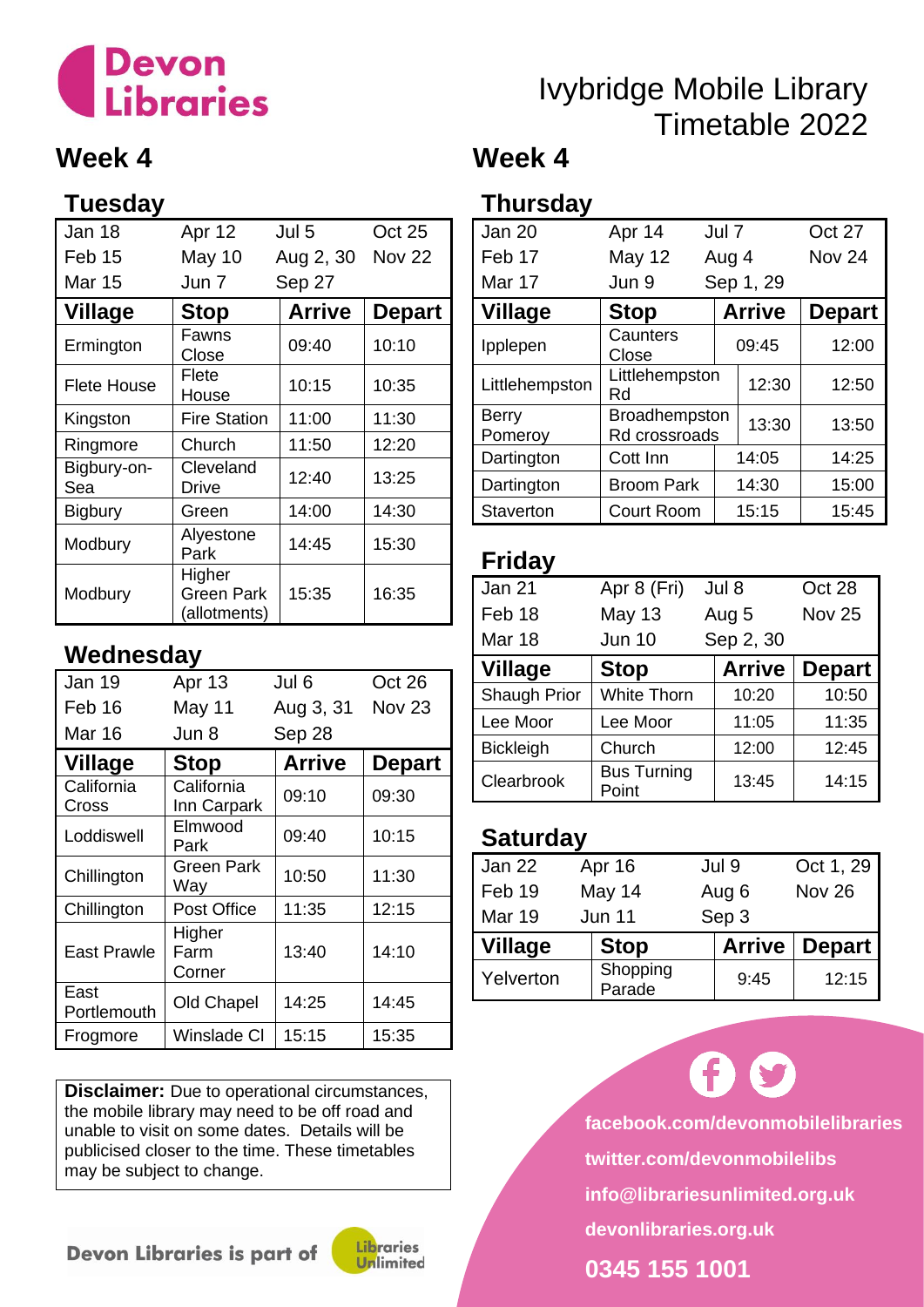Devon Libraries

# Ivybridge Mobile Library Timetable 2022

## Week 4

### Tuesday

| | | | |
|---|---|---|---|
| Jan 18 | Apr 12 | Jul 5 | Oct 25 |
| Feb 15 | May 10 | Aug 2, 30 | Nov 22 |
| Mar 15 | Jun 7 | Sep 27 | |

| Village | Stop | Arrive | Depart |
|---|---|---|---|
| Ermington | Fawns Close | 09:40 | 10:10 |
| Flete House | Flete House | 10:15 | 10:35 |
| Kingston | Fire Station | 11:00 | 11:30 |
| Ringmore | Church | 11:50 | 12:20 |
| Bigbury-on-Sea | Cleveland Drive | 12:40 | 13:25 |
| Bigbury | Green | 14:00 | 14:30 |
| Modbury | Alyestone Park | 14:45 | 15:30 |
| Modbury | Higher Green Park (allotments) | 15:35 | 16:35 |

### Wednesday

| | | | |
|---|---|---|---|
| Jan 19 | Apr 13 | Jul 6 | Oct 26 |
| Feb 16 | May 11 | Aug 3, 31 | Nov 23 |
| Mar 16 | Jun 8 | Sep 28 | |

| Village | Stop | Arrive | Depart |
|---|---|---|---|
| California Cross | California Inn Carpark | 09:10 | 09:30 |
| Loddiswell | Elmwood Park | 09:40 | 10:15 |
| Chillington | Green Park Way | 10:50 | 11:30 |
| Chillington | Post Office | 11:35 | 12:15 |
| East Prawle | Higher Farm Corner | 13:40 | 14:10 |
| East Portlemouth | Old Chapel | 14:25 | 14:45 |
| Frogmore | Winslade Cl | 15:15 | 15:35 |

**Disclaimer:** Due to operational circumstances, the mobile library may need to be off road and unable to visit on some dates. Details will be publicised closer to the time. These timetables may be subject to change.

## Week 4

### Thursday

| | | | |
|---|---|---|---|
| Jan 20 | Apr 14 | Jul 7 | Oct 27 |
| Feb 17 | May 12 | Aug 4 | Nov 24 |
| Mar 17 | Jun 9 | Sep 1, 29 | |

| Village | Stop | Arrive | Depart |
|---|---|---|---|
| Ipplepen | Caunters Close | 09:45 | 12:00 |
| Littlehempston | Littlehempston Rd | 12:30 | 12:50 |
| Berry Pomeroy | Broadhempston Rd crossroads | 13:30 | 13:50 |
| Dartington | Cott Inn | 14:05 | 14:25 |
| Dartington | Broom Park | 14:30 | 15:00 |
| Staverton | Court Room | 15:15 | 15:45 |

### Friday

| | | | |
|---|---|---|---|
| Jan 21 | Apr 8 (Fri) | Jul 8 | Oct 28 |
| Feb 18 | May 13 | Aug 5 | Nov 25 |
| Mar 18 | Jun 10 | Sep 2, 30 | |

| Village | Stop | Arrive | Depart |
|---|---|---|---|
| Shaugh Prior | White Thorn | 10:20 | 10:50 |
| Lee Moor | Lee Moor | 11:05 | 11:35 |
| Bickleigh | Church | 12:00 | 12:45 |
| Clearbrook | Bus Turning Point | 13:45 | 14:15 |

### Saturday

| | | | |
|---|---|---|---|
| Jan 22 | Apr 16 | Jul 9 | Oct 1, 29 |
| Feb 19 | May 14 | Aug 6 | Nov 26 |
| Mar 19 | Jun 11 | Sep 3 | |

| Village | Stop | Arrive | Depart |
|---|---|---|---|
| Yelverton | Shopping Parade | 9:45 | 12:15 |

facebook.com/devonmobilelibraries

twitter.com/devonmobilelibs

info@librariesunlimited.org.uk

devonlibraries.org.uk

0345 155 1001

Devon Libraries is part of Libraries Unlimited